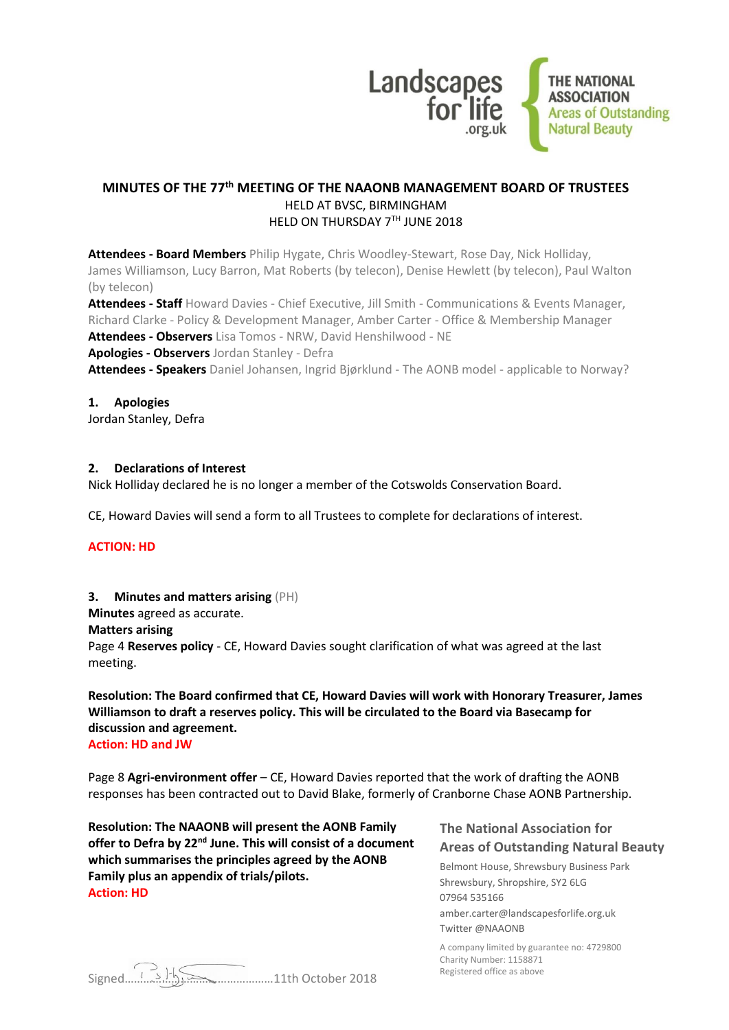## MINUTES OF THE 77th MEETING OF THE NAAONB MANAGEMENT BOARD OF TRUSTEES

HELD AT BVSC, BIRMINGHAM
HELD ON THURSDAY 7TH JUNE 2018

**Attendees - Board Members** Philip Hygate, Chris Woodley-Stewart, Rose Day, Nick Holliday, James Williamson, Lucy Barron, Mat Roberts (by telecon), Denise Hewlett (by telecon), Paul Walton (by telecon)
**Attendees - Staff** Howard Davies - Chief Executive, Jill Smith - Communications & Events Manager, Richard Clarke - Policy & Development Manager, Amber Carter - Office & Membership Manager
**Attendees - Observers** Lisa Tomos - NRW, David Henshilwood - NE
**Apologies - Observers** Jordan Stanley - Defra
**Attendees - Speakers** Daniel Johansen, Ingrid Bjørklund - The AONB model - applicable to Norway?

### 1. Apologies

Jordan Stanley, Defra

### 2. Declarations of Interest

Nick Holliday declared he is no longer a member of the Cotswolds Conservation Board.

CE, Howard Davies will send a form to all Trustees to complete for declarations of interest.

**ACTION: HD**

### 3. Minutes and matters arising (PH)

**Minutes** agreed as accurate.
**Matters arising**
Page 4 **Reserves policy** - CE, Howard Davies sought clarification of what was agreed at the last meeting.

**Resolution: The Board confirmed that CE, Howard Davies will work with Honorary Treasurer, James Williamson to draft a reserves policy. This will be circulated to the Board via Basecamp for discussion and agreement.**
**Action: HD and JW**

Page 8 **Agri-environment offer** – CE, Howard Davies reported that the work of drafting the AONB responses has been contracted out to David Blake, formerly of Cranborne Chase AONB Partnership.

**Resolution: The NAAONB will present the AONB Family offer to Defra by 22nd June. This will consist of a document which summarises the principles agreed by the AONB Family plus an appendix of trials/pilots.**
**Action: HD**

Signed……………………………………11th October 2018

**The National Association for Areas of Outstanding Natural Beauty**
Belmont House, Shrewsbury Business Park
Shrewsbury, Shropshire, SY2 6LG
07964 535166
amber.carter@landscapesforlife.org.uk
Twitter @NAAONB

A company limited by guarantee no: 4729800
Charity Number: 1158871
Registered office as above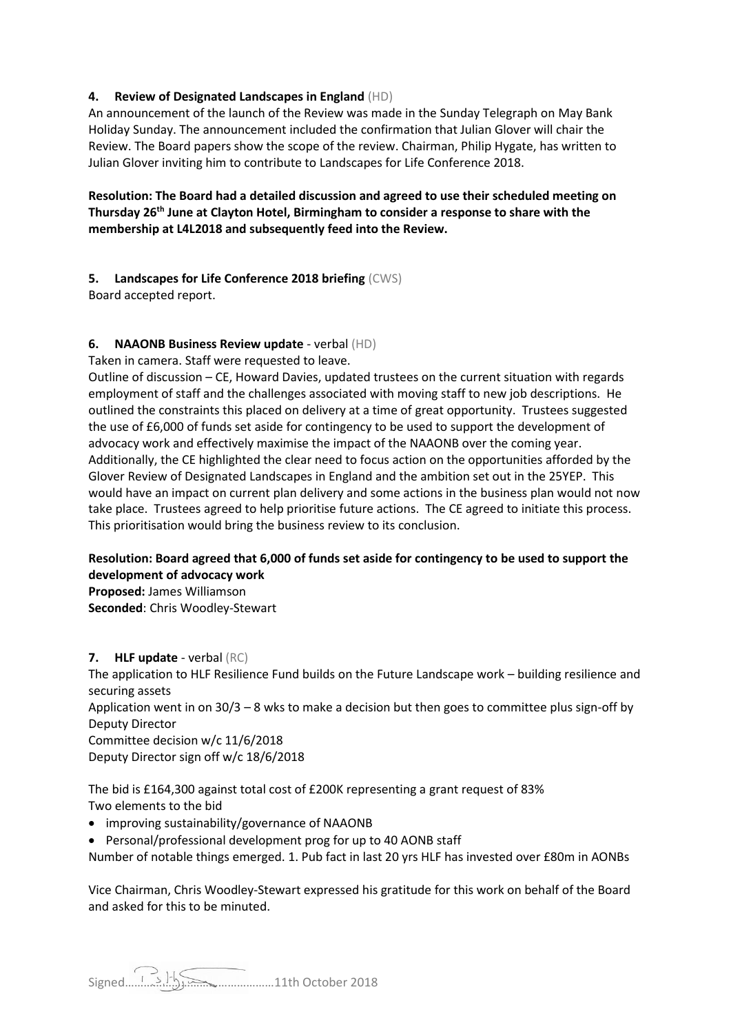**4. Review of Designated Landscapes in England** (HD)

An announcement of the launch of the Review was made in the Sunday Telegraph on May Bank Holiday Sunday. The announcement included the confirmation that Julian Glover will chair the Review. The Board papers show the scope of the review. Chairman, Philip Hygate, has written to Julian Glover inviting him to contribute to Landscapes for Life Conference 2018.

**Resolution: The Board had a detailed discussion and agreed to use their scheduled meeting on Thursday 26th June at Clayton Hotel, Birmingham to consider a response to share with the membership at L4L2018 and subsequently feed into the Review.**

**5. Landscapes for Life Conference 2018 briefing** (CWS)

Board accepted report.

**6. NAAONB Business Review update** - verbal (HD)

Taken in camera. Staff were requested to leave.

Outline of discussion – CE, Howard Davies, updated trustees on the current situation with regards employment of staff and the challenges associated with moving staff to new job descriptions. He outlined the constraints this placed on delivery at a time of great opportunity. Trustees suggested the use of £6,000 of funds set aside for contingency to be used to support the development of advocacy work and effectively maximise the impact of the NAAONB over the coming year. Additionally, the CE highlighted the clear need to focus action on the opportunities afforded by the Glover Review of Designated Landscapes in England and the ambition set out in the 25YEP. This would have an impact on current plan delivery and some actions in the business plan would not now take place. Trustees agreed to help prioritise future actions. The CE agreed to initiate this process. This prioritisation would bring the business review to its conclusion.

**Resolution: Board agreed that 6,000 of funds set aside for contingency to be used to support the development of advocacy work**

**Proposed:** James Williamson

**Seconded**: Chris Woodley-Stewart

**7. HLF update** - verbal (RC)

The application to HLF Resilience Fund builds on the Future Landscape work – building resilience and securing assets

Application went in on 30/3 – 8 wks to make a decision but then goes to committee plus sign-off by Deputy Director

Committee decision w/c 11/6/2018

Deputy Director sign off w/c 18/6/2018

The bid is £164,300 against total cost of £200K representing a grant request of 83%

Two elements to the bid

- improving sustainability/governance of NAAONB
- Personal/professional development prog for up to 40 AONB staff

Number of notable things emerged. 1. Pub fact in last 20 yrs HLF has invested over £80m in AONBs

Vice Chairman, Chris Woodley-Stewart expressed his gratitude for this work on behalf of the Board and asked for this to be minuted.

Signed………………………………………11th October 2018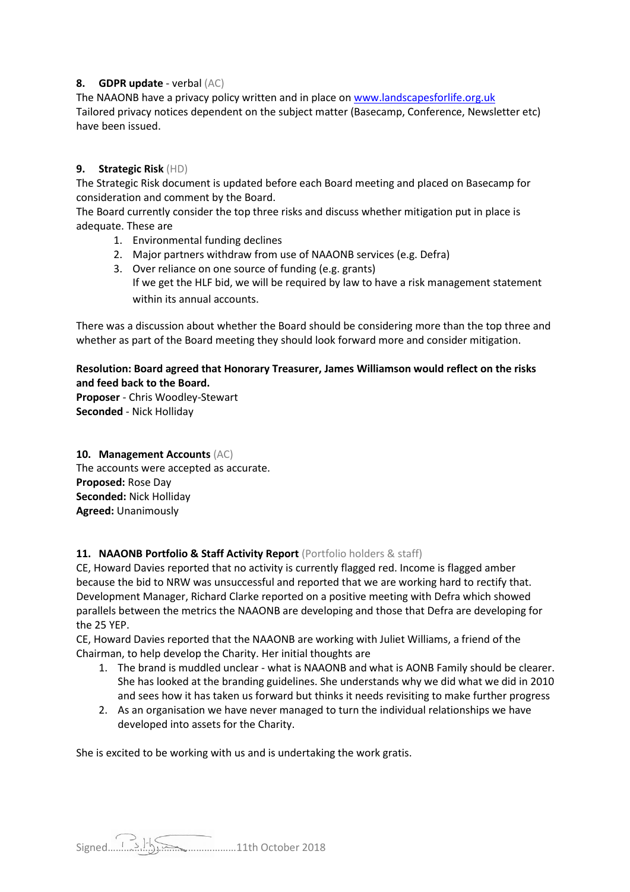**8. GDPR update** - verbal (AC)

The NAAONB have a privacy policy written and in place on www.landscapesforlife.org.uk
Tailored privacy notices dependent on the subject matter (Basecamp, Conference, Newsletter etc) have been issued.

**9. Strategic Risk** (HD)

The Strategic Risk document is updated before each Board meeting and placed on Basecamp for consideration and comment by the Board.
The Board currently consider the top three risks and discuss whether mitigation put in place is adequate. These are

1. Environmental funding declines
2. Major partners withdraw from use of NAAONB services (e.g. Defra)
3. Over reliance on one source of funding (e.g. grants)
   If we get the HLF bid, we will be required by law to have a risk management statement within its annual accounts.

There was a discussion about whether the Board should be considering more than the top three and whether as part of the Board meeting they should look forward more and consider mitigation.

**Resolution: Board agreed that Honorary Treasurer, James Williamson would reflect on the risks and feed back to the Board.**
**Proposer** - Chris Woodley-Stewart
**Seconded** - Nick Holliday

**10. Management Accounts** (AC)

The accounts were accepted as accurate.
**Proposed:** Rose Day
**Seconded:** Nick Holliday
**Agreed:** Unanimously

**11. NAAONB Portfolio & Staff Activity Report** (Portfolio holders & staff)

CE, Howard Davies reported that no activity is currently flagged red. Income is flagged amber because the bid to NRW was unsuccessful and reported that we are working hard to rectify that.
Development Manager, Richard Clarke reported on a positive meeting with Defra which showed parallels between the metrics the NAAONB are developing and those that Defra are developing for the 25 YEP.
CE, Howard Davies reported that the NAAONB are working with Juliet Williams, a friend of the Chairman, to help develop the Charity. Her initial thoughts are

1. The brand is muddled unclear - what is NAAONB and what is AONB Family should be clearer. She has looked at the branding guidelines. She understands why we did what we did in 2010 and sees how it has taken us forward but thinks it needs revisiting to make further progress
2. As an organisation we have never managed to turn the individual relationships we have developed into assets for the Charity.

She is excited to be working with us and is undertaking the work gratis.

Signed……………………………………11th October 2018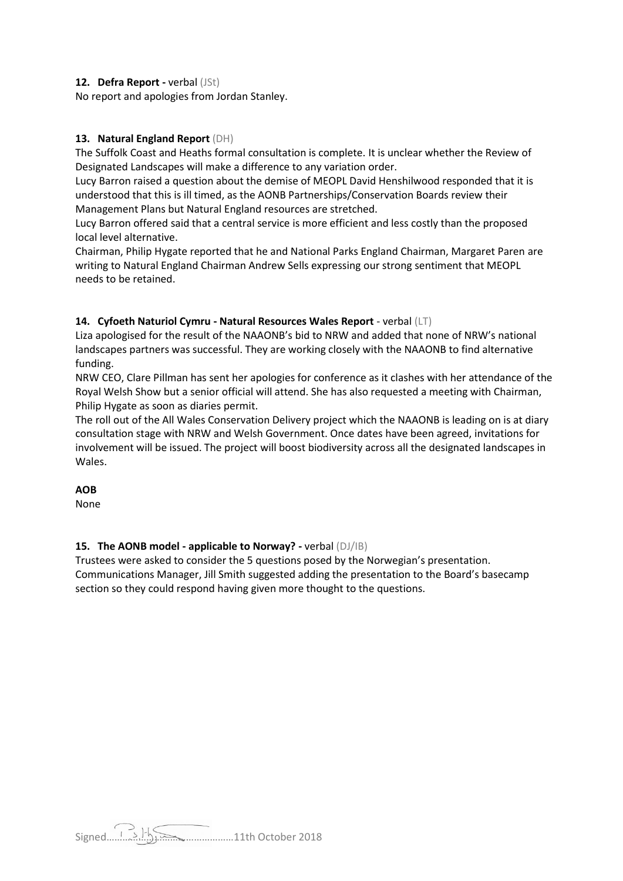**12. Defra Report -** verbal (JSt)

No report and apologies from Jordan Stanley.

**13. Natural England Report** (DH)

The Suffolk Coast and Heaths formal consultation is complete. It is unclear whether the Review of Designated Landscapes will make a difference to any variation order.

Lucy Barron raised a question about the demise of MEOPL David Henshilwood responded that it is understood that this is ill timed, as the AONB Partnerships/Conservation Boards review their Management Plans but Natural England resources are stretched.

Lucy Barron offered said that a central service is more efficient and less costly than the proposed local level alternative.

Chairman, Philip Hygate reported that he and National Parks England Chairman, Margaret Paren are writing to Natural England Chairman Andrew Sells expressing our strong sentiment that MEOPL needs to be retained.

**14. Cyfoeth Naturiol Cymru - Natural Resources Wales Report** - verbal (LT)

Liza apologised for the result of the NAAONB's bid to NRW and added that none of NRW's national landscapes partners was successful. They are working closely with the NAAONB to find alternative funding.

NRW CEO, Clare Pillman has sent her apologies for conference as it clashes with her attendance of the Royal Welsh Show but a senior official will attend. She has also requested a meeting with Chairman, Philip Hygate as soon as diaries permit.

The roll out of the All Wales Conservation Delivery project which the NAAONB is leading on is at diary consultation stage with NRW and Welsh Government. Once dates have been agreed, invitations for involvement will be issued. The project will boost biodiversity across all the designated landscapes in Wales.

**AOB**

None

**15. The AONB model - applicable to Norway? -** verbal (DJ/IB)

Trustees were asked to consider the 5 questions posed by the Norwegian's presentation. Communications Manager, Jill Smith suggested adding the presentation to the Board's basecamp section so they could respond having given more thought to the questions.

Signed……………………………………………11th October 2018